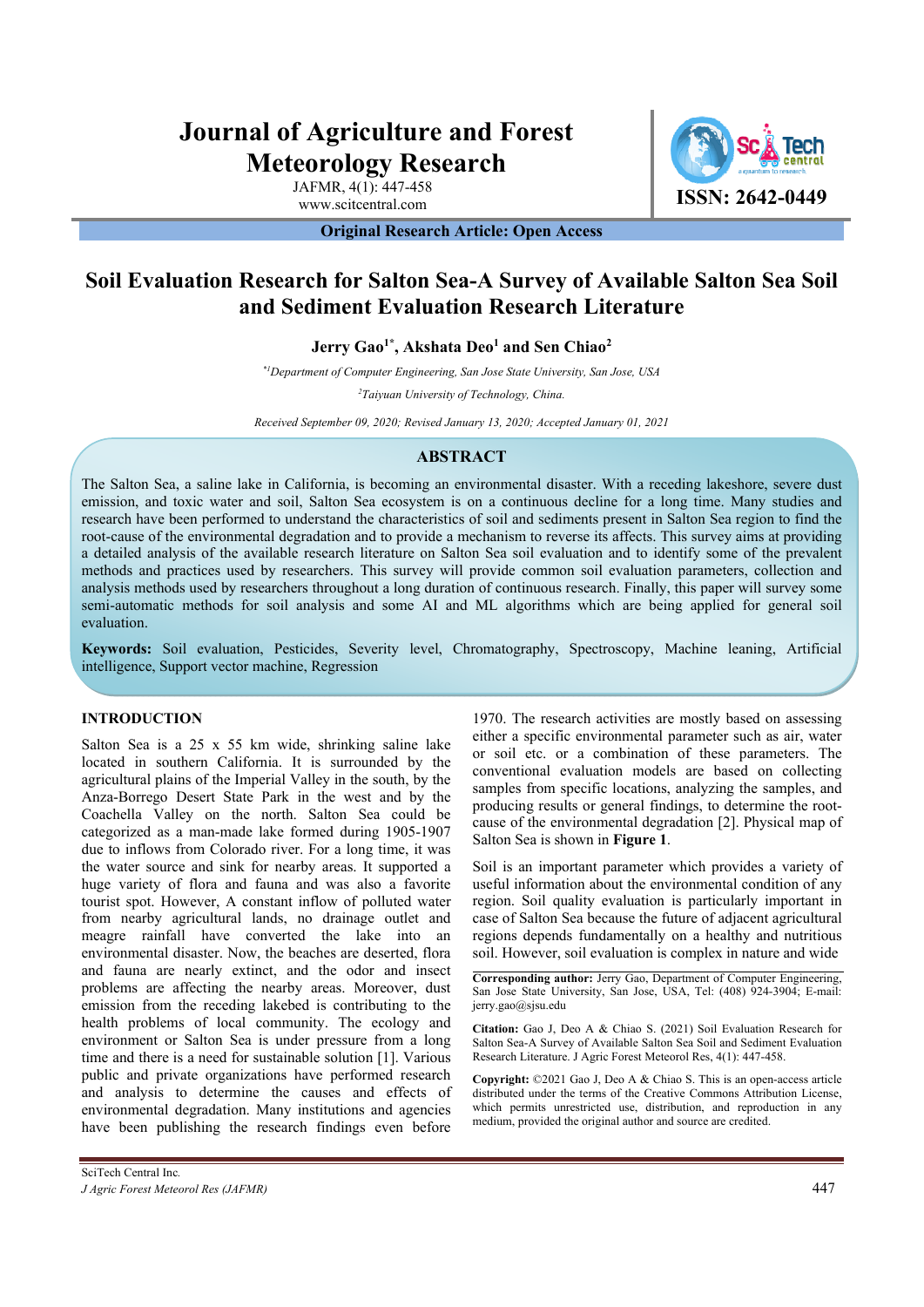# Journal of Agriculture and Forest Meteorology Research

JAFMR, 4(1): 447-458

www.scitcentral.com

ISSN: 2642-0449

**Original Research Article: Open Access**

## Soil Evaluation Research for Salton Sea-A Survey of Available Salton Sea Soil and Sediment Evaluation Research Literature

**Jerry Gao[1*], Akshata Deo[1] and Sen Chiao[2]**

*[*1]Department of Computer Engineering, San Jose State University, San Jose, USA*

*[2]Taiyuan University of Technology, China.*

*Received September 09, 2020; Revised January 13, 2020; Accepted January 01, 2021*

### ABSTRACT

The Salton Sea, a saline lake in California, is becoming an environmental disaster. With a receding lakeshore, severe dust emission, and toxic water and soil, Salton Sea ecosystem is on a continuous decline for a long time. Many studies and research have been performed to understand the characteristics of soil and sediments present in Salton Sea region to find the root-cause of the environmental degradation and to provide a mechanism to reverse its affects. This survey aims at providing a detailed analysis of the available research literature on Salton Sea soil evaluation and to identify some of the prevalent methods and practices used by researchers. This survey will provide common soil evaluation parameters, collection and analysis methods used by researchers throughout a long duration of continuous research. Finally, this paper will survey some semi-automatic methods for soil analysis and some AI and ML algorithms which are being applied for general soil evaluation.

**Keywords:** Soil evaluation, Pesticides, Severity level, Chromatography, Spectroscopy, Machine leaning, Artificial intelligence, Support vector machine, Regression

### INTRODUCTION

Salton Sea is a 25 x 55 km wide, shrinking saline lake located in southern California. It is surrounded by the agricultural plains of the Imperial Valley in the south, by the Anza-Borrego Desert State Park in the west and by the Coachella Valley on the north. Salton Sea could be categorized as a man-made lake formed during 1905-1907 due to inflows from Colorado river. For a long time, it was the water source and sink for nearby areas. It supported a huge variety of flora and fauna and was also a favorite tourist spot. However, A constant inflow of polluted water from nearby agricultural lands, no drainage outlet and meagre rainfall have converted the lake into an environmental disaster. Now, the beaches are deserted, flora and fauna are nearly extinct, and the odor and insect problems are affecting the nearby areas. Moreover, dust emission from the receding lakebed is contributing to the health problems of local community. The ecology and environment or Salton Sea is under pressure from a long time and there is a need for sustainable solution [1]. Various public and private organizations have performed research and analysis to determine the causes and effects of environmental degradation. Many institutions and agencies have been publishing the research findings even before 1970. The research activities are mostly based on assessing either a specific environmental parameter such as air, water or soil etc. or a combination of these parameters. The conventional evaluation models are based on collecting samples from specific locations, analyzing the samples, and producing results or general findings, to determine the root-cause of the environmental degradation [2]. Physical map of Salton Sea is shown in **Figure 1**.

Soil is an important parameter which provides a variety of useful information about the environmental condition of any region. Soil quality evaluation is particularly important in case of Salton Sea because the future of adjacent agricultural regions depends fundamentally on a healthy and nutritious soil. However, soil evaluation is complex in nature and wide

**Corresponding author:** Jerry Gao, Department of Computer Engineering, San Jose State University, San Jose, USA, Tel: (408) 924-3904; E-mail: jerry.gao@sjsu.edu

**Citation:** Gao J, Deo A & Chiao S. (2021) Soil Evaluation Research for Salton Sea-A Survey of Available Salton Sea Soil and Sediment Evaluation Research Literature. J Agric Forest Meteorol Res, 4(1): 447-458.

**Copyright:** ©2021 Gao J, Deo A & Chiao S. This is an open-access article distributed under the terms of the Creative Commons Attribution License, which permits unrestricted use, distribution, and reproduction in any medium, provided the original author and source are credited.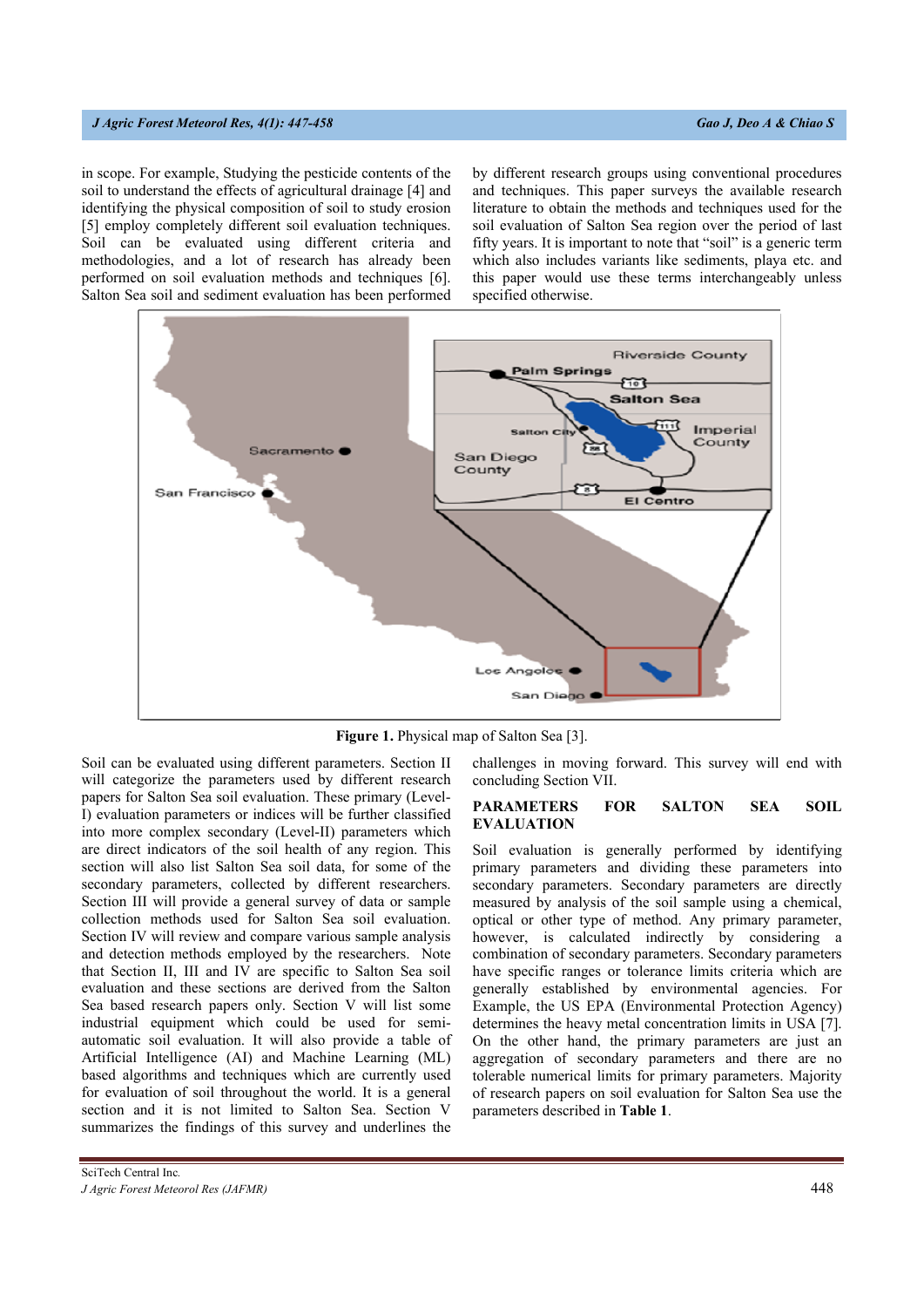in scope. For example, Studying the pesticide contents of the soil to understand the effects of agricultural drainage [4] and identifying the physical composition of soil to study erosion [5] employ completely different soil evaluation techniques. Soil can be evaluated using different criteria and methodologies, and a lot of research has already been performed on soil evaluation methods and techniques [6]. Salton Sea soil and sediment evaluation has been performed by different research groups using conventional procedures and techniques. This paper surveys the available research literature to obtain the methods and techniques used for the soil evaluation of Salton Sea region over the period of last fifty years. It is important to note that "soil" is a generic term which also includes variants like sediments, playa etc. and this paper would use these terms interchangeably unless specified otherwise.

Riverside County
Palm Springs
10
Salton Sea
Salton City
111
Imperial County
San Diego County
86
8
El Centro
Sacramento
San Francisco
Los Angeles
San Diego

**Figure 1.** Physical map of Salton Sea [3].

Soil can be evaluated using different parameters. Section II will categorize the parameters used by different research papers for Salton Sea soil evaluation. These primary (Level-I) evaluation parameters or indices will be further classified into more complex secondary (Level-II) parameters which are direct indicators of the soil health of any region. This section will also list Salton Sea soil data, for some of the secondary parameters, collected by different researchers. Section III will provide a general survey of data or sample collection methods used for Salton Sea soil evaluation. Section IV will review and compare various sample analysis and detection methods employed by the researchers. Note that Section II, III and IV are specific to Salton Sea soil evaluation and these sections are derived from the Salton Sea based research papers only. Section V will list some industrial equipment which could be used for semi-automatic soil evaluation. It will also provide a table of Artificial Intelligence (AI) and Machine Learning (ML) based algorithms and techniques which are currently used for evaluation of soil throughout the world. It is a general section and it is not limited to Salton Sea. Section V summarizes the findings of this survey and underlines the challenges in moving forward. This survey will end with concluding Section VII.

## PARAMETERS FOR SALTON SEA SOIL EVALUATION

Soil evaluation is generally performed by identifying primary parameters and dividing these parameters into secondary parameters. Secondary parameters are directly measured by analysis of the soil sample using a chemical, optical or other type of method. Any primary parameter, however, is calculated indirectly by considering a combination of secondary parameters. Secondary parameters have specific ranges or tolerance limits criteria which are generally established by environmental agencies. For Example, the US EPA (Environmental Protection Agency) determines the heavy metal concentration limits in USA [7]. On the other hand, the primary parameters are just an aggregation of secondary parameters and there are no tolerable numerical limits for primary parameters. Majority of research papers on soil evaluation for Salton Sea use the parameters described in **Table 1**.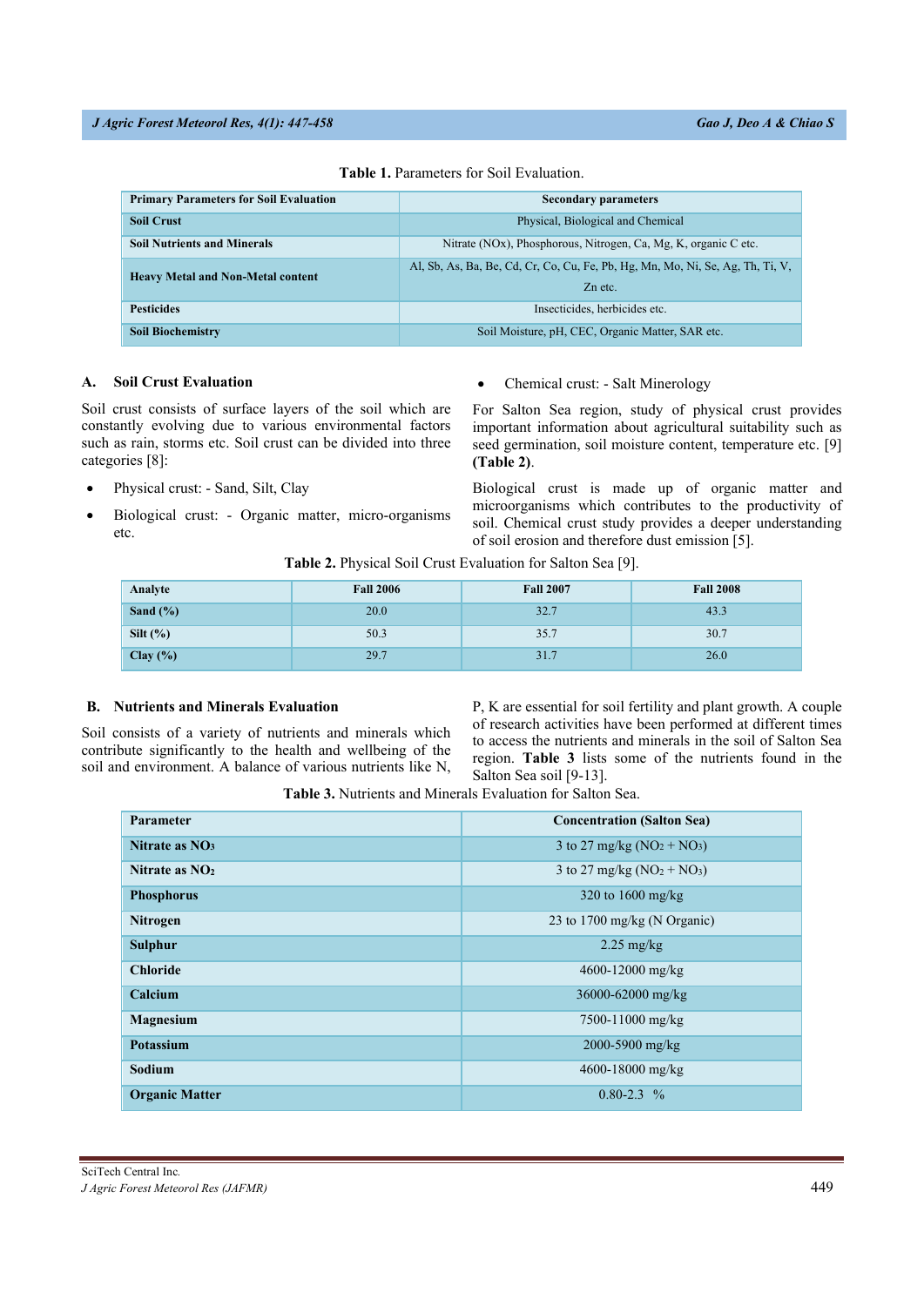**Table 1.** Parameters for Soil Evaluation.

| Primary Parameters for Soil Evaluation | Secondary parameters |
|---|---|
| **Soil Crust** | Physical, Biological and Chemical |
| **Soil Nutrients and Minerals** | Nitrate (NOx), Phosphorous, Nitrogen, Ca, Mg, K, organic C etc. |
| **Heavy Metal and Non-Metal content** | Al, Sb, As, Ba, Be, Cd, Cr, Co, Cu, Fe, Pb, Hg, Mn, Mo, Ni, Se, Ag, Th, Ti, V, Zn etc. |
| **Pesticides** | Insecticides, herbicides etc. |
| **Soil Biochemistry** | Soil Moisture, pH, CEC, Organic Matter, SAR etc. |

### A. Soil Crust Evaluation

Soil crust consists of surface layers of the soil which are constantly evolving due to various environmental factors such as rain, storms etc. Soil crust can be divided into three categories [8]:

- Physical crust: - Sand, Silt, Clay
- Biological crust: - Organic matter, micro-organisms etc.
- Chemical crust: - Salt Minerology

For Salton Sea region, study of physical crust provides important information about agricultural suitability such as seed germination, soil moisture content, temperature etc. [9] **(Table 2)**.

Biological crust is made up of organic matter and microorganisms which contributes to the productivity of soil. Chemical crust study provides a deeper understanding of soil erosion and therefore dust emission [5].

**Table 2.** Physical Soil Crust Evaluation for Salton Sea [9].

| Analyte | Fall 2006 | Fall 2007 | Fall 2008 |
|---|---|---|---|
| **Sand (%)** | 20.0 | 32.7 | 43.3 |
| **Silt (%)** | 50.3 | 35.7 | 30.7 |
| **Clay (%)** | 29.7 | 31.7 | 26.0 |

### B. Nutrients and Minerals Evaluation

Soil consists of a variety of nutrients and minerals which contribute significantly to the health and wellbeing of the soil and environment. A balance of various nutrients like N, P, K are essential for soil fertility and plant growth. A couple of research activities have been performed at different times to access the nutrients and minerals in the soil of Salton Sea region. **Table 3** lists some of the nutrients found in the Salton Sea soil [9-13].

**Table 3.** Nutrients and Minerals Evaluation for Salton Sea.

| Parameter | Concentration (Salton Sea) |
|---|---|
| **Nitrate as $NO_3$** | 3 to 27 mg/kg ($NO_2$ + $NO_3$) |
| **Nitrate as $NO_2$** | 3 to 27 mg/kg ($NO_2$ + $NO_3$) |
| **Phosphorus** | 320 to 1600 mg/kg |
| **Nitrogen** | 23 to 1700 mg/kg (N Organic) |
| **Sulphur** | 2.25 mg/kg |
| **Chloride** | 4600-12000 mg/kg |
| **Calcium** | 36000-62000 mg/kg |
| **Magnesium** | 7500-11000 mg/kg |
| **Potassium** | 2000-5900 mg/kg |
| **Sodium** | 4600-18000 mg/kg |
| **Organic Matter** | 0.80-2.3 % |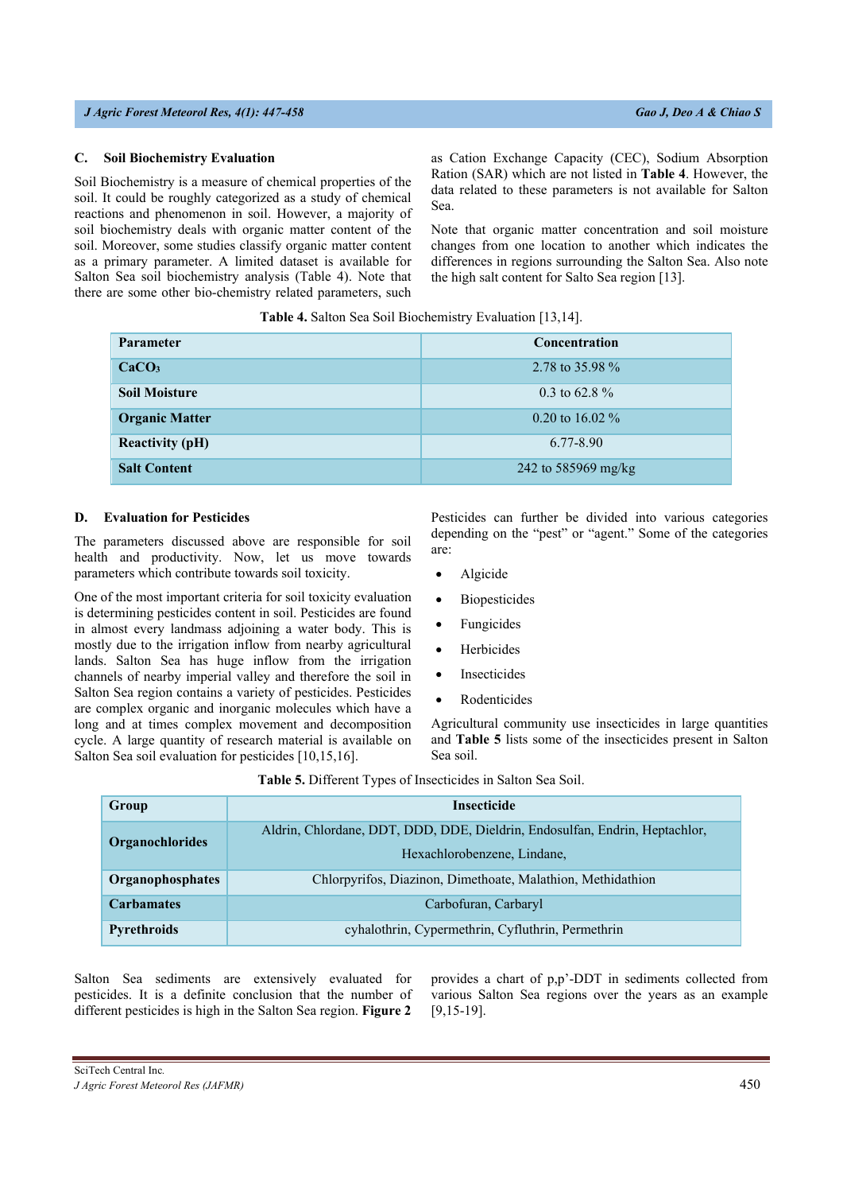### C. Soil Biochemistry Evaluation

Soil Biochemistry is a measure of chemical properties of the soil. It could be roughly categorized as a study of chemical reactions and phenomenon in soil. However, a majority of soil biochemistry deals with organic matter content of the soil. Moreover, some studies classify organic matter content as a primary parameter. A limited dataset is available for Salton Sea soil biochemistry analysis (Table 4). Note that there are some other bio-chemistry related parameters, such as Cation Exchange Capacity (CEC), Sodium Absorption Ration (SAR) which are not listed in **Table 4**. However, the data related to these parameters is not available for Salton Sea.

Note that organic matter concentration and soil moisture changes from one location to another which indicates the differences in regions surrounding the Salton Sea. Also note the high salt content for Salto Sea region [13].

**Table 4.** Salton Sea Soil Biochemistry Evaluation [13,14].

| Parameter | Concentration |
|---|---|
| $CaCO_3$ | 2.78 to 35.98 % |
| Soil Moisture | 0.3 to 62.8 % |
| Organic Matter | 0.20 to 16.02 % |
| Reactivity (pH) | 6.77-8.90 |
| Salt Content | 242 to 585969 mg/kg |

### D. Evaluation for Pesticides

The parameters discussed above are responsible for soil health and productivity. Now, let us move towards parameters which contribute towards soil toxicity.

One of the most important criteria for soil toxicity evaluation is determining pesticides content in soil. Pesticides are found in almost every landmass adjoining a water body. This is mostly due to the irrigation inflow from nearby agricultural lands. Salton Sea has huge inflow from the irrigation channels of nearby imperial valley and therefore the soil in Salton Sea region contains a variety of pesticides. Pesticides are complex organic and inorganic molecules which have a long and at times complex movement and decomposition cycle. A large quantity of research material is available on Salton Sea soil evaluation for pesticides [10,15,16].

Pesticides can further be divided into various categories depending on the "pest" or "agent." Some of the categories are:

- Algicide
- Biopesticides
- Fungicides
- Herbicides
- Insecticides
- Rodenticides

Agricultural community use insecticides in large quantities and **Table 5** lists some of the insecticides present in Salton Sea soil.

**Table 5.** Different Types of Insecticides in Salton Sea Soil.

| Group | Insecticide |
|---|---|
| Organochlorides | Aldrin, Chlordane, DDT, DDD, DDE, Dieldrin, Endosulfan, Endrin, Heptachlor, Hexachlorobenzene, Lindane, |
| Organophosphates | Chlorpyrifos, Diazinon, Dimethoate, Malathion, Methidathion |
| Carbamates | Carbofuran, Carbaryl |
| Pyrethroids | cyhalothrin, Cypermethrin, Cyfluthrin, Permethrin |

Salton Sea sediments are extensively evaluated for pesticides. It is a definite conclusion that the number of different pesticides is high in the Salton Sea region. **Figure 2** provides a chart of p,p'-DDT in sediments collected from various Salton Sea regions over the years as an example [9,15-19].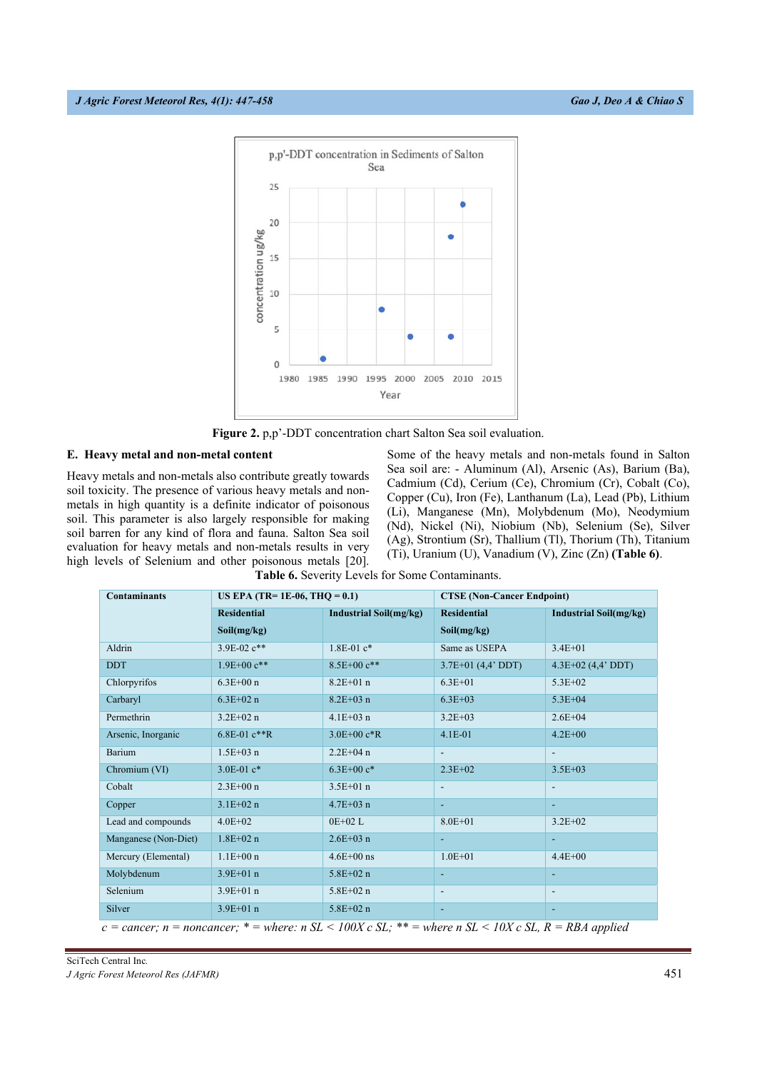p,p'-DDT concentration in Sediments of Salton Sea

concentration ug/kg

25
20
15
10
5
0

1980 1985 1990 1995 2000 2005 2010 2015

Year

**Figure 2.** p,p'-DDT concentration chart Salton Sea soil evaluation.

### E. Heavy metal and non-metal content

Heavy metals and non-metals also contribute greatly towards soil toxicity. The presence of various heavy metals and non-metals in high quantity is a definite indicator of poisonous soil. This parameter is also largely responsible for making soil barren for any kind of flora and fauna. Salton Sea soil evaluation for heavy metals and non-metals results in very high levels of Selenium and other poisonous metals [20]. Some of the heavy metals and non-metals found in Salton Sea soil are: - Aluminum (Al), Arsenic (As), Barium (Ba), Cadmium (Cd), Cerium (Ce), Chromium (Cr), Cobalt (Co), Copper (Cu), Iron (Fe), Lanthanum (La), Lead (Pb), Lithium (Li), Manganese (Mn), Molybdenum (Mo), Neodymium (Nd), Nickel (Ni), Niobium (Nb), Selenium (Se), Silver (Ag), Strontium (Sr), Thallium (Tl), Thorium (Th), Titanium (Ti), Uranium (U), Vanadium (V), Zinc (Zn) **(Table 6)**.

**Table 6.** Severity Levels for Some Contaminants.

| Contaminants | US EPA (TR= 1E-06, THQ = 0.1) | | CTSE (Non-Cancer Endpoint) | |
|---|---|---|---|---|
| | Residential Soil(mg/kg) | Industrial Soil(mg/kg) | Residential Soil(mg/kg) | Industrial Soil(mg/kg) |
| Aldrin | 3.9E-02 c** | 1.8E-01 c* | Same as USEPA | 3.4E+01 |
| DDT | 1.9E+00 c** | 8.5E+00 c** | 3.7E+01 (4,4' DDT) | 4.3E+02 (4,4' DDT) |
| Chlorpyrifos | 6.3E+00 n | 8.2E+01 n | 6.3E+01 | 5.3E+02 |
| Carbaryl | 6.3E+02 n | 8.2E+03 n | 6.3E+03 | 5.3E+04 |
| Permethrin | 3.2E+02 n | 4.1E+03 n | 3.2E+03 | 2.6E+04 |
| Arsenic, Inorganic | 6.8E-01 c**R | 3.0E+00 c*R | 4.1E-01 | 4.2E+00 |
| Barium | 1.5E+03 n | 2.2E+04 n | - | - |
| Chromium (VI) | 3.0E-01 c* | 6.3E+00 c* | 2.3E+02 | 3.5E+03 |
| Cobalt | 2.3E+00 n | 3.5E+01 n | - | - |
| Copper | 3.1E+02 n | 4.7E+03 n | - | - |
| Lead and compounds | 4.0E+02 | 0E+02 L | 8.0E+01 | 3.2E+02 |
| Manganese (Non-Diet) | 1.8E+02 n | 2.6E+03 n | - | - |
| Mercury (Elemental) | 1.1E+00 n | 4.6E+00 ns | 1.0E+01 | 4.4E+00 |
| Molybdenum | 3.9E+01 n | 5.8E+02 n | - | - |
| Selenium | 3.9E+01 n | 5.8E+02 n | - | - |
| Silver | 3.9E+01 n | 5.8E+02 n | - | - |

*c = cancer; n = noncancer; * = where: n SL < 100X c SL; ** = where n SL < 10X c SL, R = RBA applied*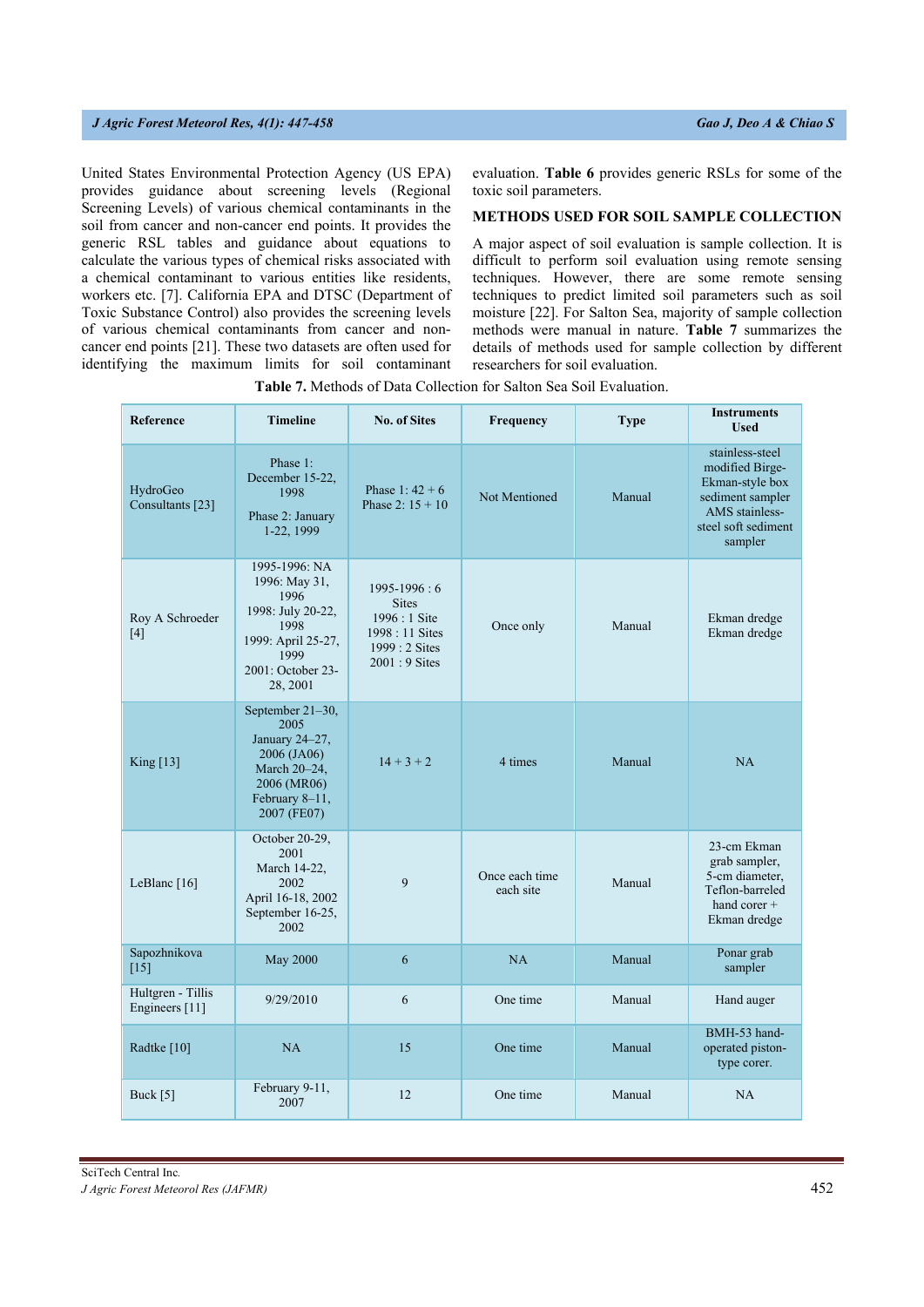United States Environmental Protection Agency (US EPA) provides guidance about screening levels (Regional Screening Levels) of various chemical contaminants in the soil from cancer and non-cancer end points. It provides the generic RSL tables and guidance about equations to calculate the various types of chemical risks associated with a chemical contaminant to various entities like residents, workers etc. [7]. California EPA and DTSC (Department of Toxic Substance Control) also provides the screening levels of various chemical contaminants from cancer and non-cancer end points [21]. These two datasets are often used for identifying the maximum limits for soil contaminant evaluation. **Table 6** provides generic RSLs for some of the toxic soil parameters.

## METHODS USED FOR SOIL SAMPLE COLLECTION

A major aspect of soil evaluation is sample collection. It is difficult to perform soil evaluation using remote sensing techniques. However, there are some remote sensing techniques to predict limited soil parameters such as soil moisture [22]. For Salton Sea, majority of sample collection methods were manual in nature. **Table 7** summarizes the details of methods used for sample collection by different researchers for soil evaluation.

**Table 7.** Methods of Data Collection for Salton Sea Soil Evaluation.

| Reference | Timeline | No. of Sites | Frequency | Type | Instruments Used |
|---|---|---|---|---|---|
| HydroGeo Consultants [23] | Phase 1: December 15-22, 1998<br>Phase 2: January 1-22, 1999 | Phase 1: 42 + 6<br>Phase 2: 15 + 10 | Not Mentioned | Manual | stainless-steel modified Birge-Ekman-style box sediment sampler AMS stainless-steel soft sediment sampler |
| Roy A Schroeder [4] | 1995-1996: NA<br>1996: May 31, 1996<br>1998: July 20-22, 1998<br>1999: April 25-27, 1999<br>2001: October 23-28, 2001 | 1995-1996 : 6 Sites<br>1996 : 1 Site<br>1998 : 11 Sites<br>1999 : 2 Sites<br>2001 : 9 Sites | Once only | Manual | Ekman dredge<br>Ekman dredge |
| King [13] | September 21–30, 2005<br>January 24–27, 2006 (JA06)<br>March 20–24, 2006 (MR06)<br>February 8–11, 2007 (FE07) | 14 + 3 + 2 | 4 times | Manual | NA |
| LeBlanc [16] | October 20-29, 2001<br>March 14-22, 2002<br>April 16-18, 2002<br>September 16-25, 2002 | 9 | Once each time each site | Manual | 23-cm Ekman grab sampler, 5-cm diameter, Teflon-barreled hand corer + Ekman dredge |
| Sapozhnikova [15] | May 2000 | 6 | NA | Manual | Ponar grab sampler |
| Hultgren - Tillis Engineers [11] | 9/29/2010 | 6 | One time | Manual | Hand auger |
| Radtke [10] | NA | 15 | One time | Manual | BMH-53 hand-operated piston-type corer. |
| Buck [5] | February 9-11, 2007 | 12 | One time | Manual | NA |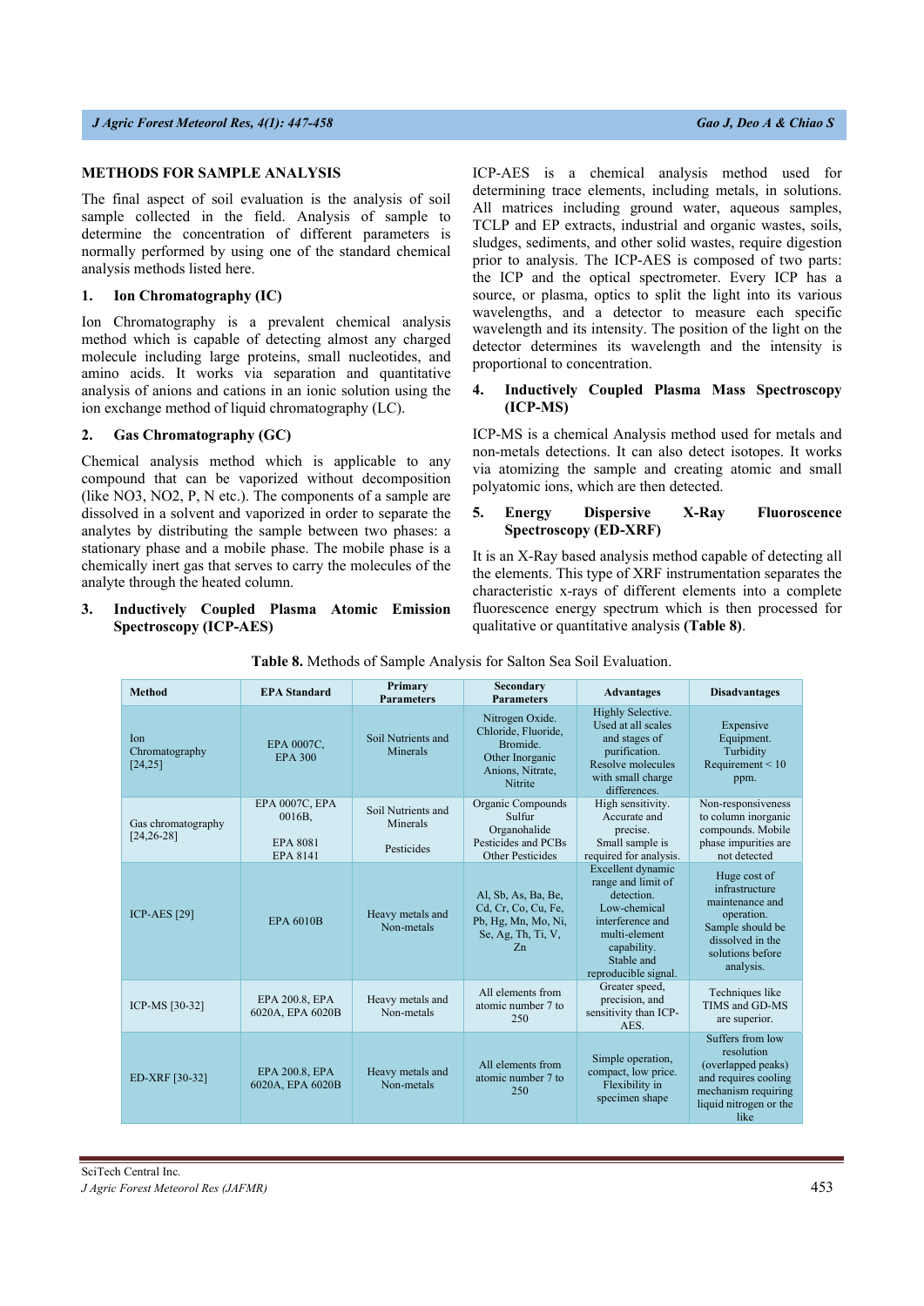## METHODS FOR SAMPLE ANALYSIS

The final aspect of soil evaluation is the analysis of soil sample collected in the field. Analysis of sample to determine the concentration of different parameters is normally performed by using one of the standard chemical analysis methods listed here.

### 1. Ion Chromatography (IC)

Ion Chromatography is a prevalent chemical analysis method which is capable of detecting almost any charged molecule including large proteins, small nucleotides, and amino acids. It works via separation and quantitative analysis of anions and cations in an ionic solution using the ion exchange method of liquid chromatography (LC).

### 2. Gas Chromatography (GC)

Chemical analysis method which is applicable to any compound that can be vaporized without decomposition (like NO3, NO2, P, N etc.). The components of a sample are dissolved in a solvent and vaporized in order to separate the analytes by distributing the sample between two phases: a stationary phase and a mobile phase. The mobile phase is a chemically inert gas that serves to carry the molecules of the analyte through the heated column.

### 3. Inductively Coupled Plasma Atomic Emission Spectroscopy (ICP-AES)

ICP-AES is a chemical analysis method used for determining trace elements, including metals, in solutions. All matrices including ground water, aqueous samples, TCLP and EP extracts, industrial and organic wastes, soils, sludges, sediments, and other solid wastes, require digestion prior to analysis. The ICP-AES is composed of two parts: the ICP and the optical spectrometer. Every ICP has a source, or plasma, optics to split the light into its various wavelengths, and a detector to measure each specific wavelength and its intensity. The position of the light on the detector determines its wavelength and the intensity is proportional to concentration.

### 4. Inductively Coupled Plasma Mass Spectroscopy (ICP-MS)

ICP-MS is a chemical Analysis method used for metals and non-metals detections. It can also detect isotopes. It works via atomizing the sample and creating atomic and small polyatomic ions, which are then detected.

### 5. Energy Dispersive X-Ray Fluorescence Spectroscopy (ED-XRF)

It is an X-Ray based analysis method capable of detecting all the elements. This type of XRF instrumentation separates the characteristic x-rays of different elements into a complete fluorescence energy spectrum which is then processed for qualitative or quantitative analysis **(Table 8)**.

**Table 8.** Methods of Sample Analysis for Salton Sea Soil Evaluation.

| Method | EPA Standard | Primary Parameters | Secondary Parameters | Advantages | Disadvantages |
|---|---|---|---|---|---|
| Ion Chromatography [24,25] | EPA 0007C, EPA 300 | Soil Nutrients and Minerals | Nitrogen Oxide. Chloride, Fluoride, Bromide. Other Inorganic Anions, Nitrate, Nitrite | Highly Selective. Used at all scales and stages of purification. Resolve molecules with small charge differences. | Expensive Equipment. Turbidity Requirement < 10 ppm. |
| Gas chromatography [24,26-28] | EPA 0007C, EPA 0016B, EPA 8081 EPA 8141 | Soil Nutrients and Minerals Pesticides | Organic Compounds Sulfur Organohalide Pesticides and PCBs Other Pesticides | High sensitivity. Accurate and precise. Small sample is required for analysis. | Non-responsiveness to column inorganic compounds. Mobile phase impurities are not detected |
| ICP-AES [29] | EPA 6010B | Heavy metals and Non-metals | Al, Sb, As, Ba, Be, Cd, Cr, Co, Cu, Fe, Pb, Hg, Mn, Mo, Ni, Se, Ag, Th, Ti, V, Zn | Excellent dynamic range and limit of detection. Low-chemical interference and multi-element capability. Stable and reproducible signal. | Huge cost of infrastructure maintenance and operation. Sample should be dissolved in the solutions before analysis. |
| ICP-MS [30-32] | EPA 200.8, EPA 6020A, EPA 6020B | Heavy metals and Non-metals | All elements from atomic number 7 to 250 | Greater speed, precision, and sensitivity than ICP-AES. | Techniques like TIMS and GD-MS are superior. |
| ED-XRF [30-32] | EPA 200.8, EPA 6020A, EPA 6020B | Heavy metals and Non-metals | All elements from atomic number 7 to 250 | Simple operation, compact, low price. Flexibility in specimen shape | Suffers from low resolution (overlapped peaks) and requires cooling mechanism requiring liquid nitrogen or the like |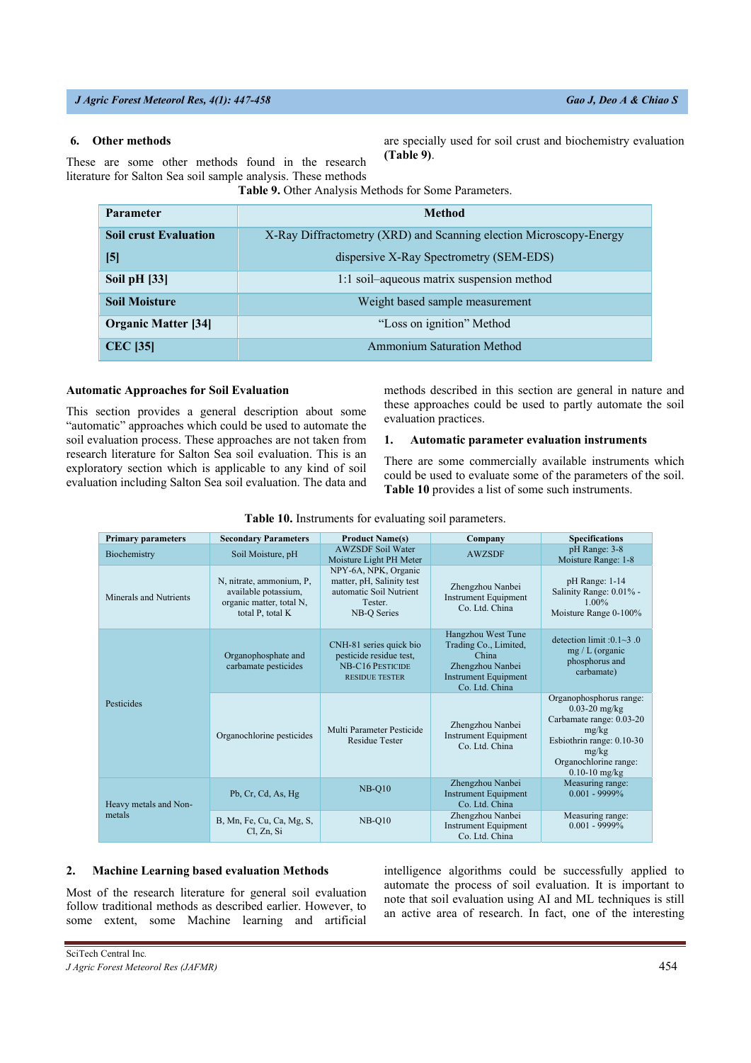### 6. Other methods

These are some other methods found in the research literature for Salton Sea soil sample analysis. These methods are specially used for soil crust and biochemistry evaluation **(Table 9)**.

**Table 9.** Other Analysis Methods for Some Parameters.

| Parameter | Method |
|---|---|
| **Soil crust Evaluation [5]** | X-Ray Diffractometry (XRD) and Scanning election Microscopy-Energy dispersive X-Ray Spectrometry (SEM-EDS) |
| **Soil pH [33]** | 1:1 soil–aqueous matrix suspension method |
| **Soil Moisture** | Weight based sample measurement |
| **Organic Matter [34]** | "Loss on ignition" Method |
| **CEC [35]** | Ammonium Saturation Method |

**Automatic Approaches for Soil Evaluation**

This section provides a general description about some "automatic" approaches which could be used to automate the soil evaluation process. These approaches are not taken from research literature for Salton Sea soil evaluation. This is an exploratory section which is applicable to any kind of soil evaluation including Salton Sea soil evaluation. The data and methods described in this section are general in nature and these approaches could be used to partly automate the soil evaluation practices.

### 1. Automatic parameter evaluation instruments

There are some commercially available instruments which could be used to evaluate some of the parameters of the soil. **Table 10** provides a list of some such instruments.

**Table 10.** Instruments for evaluating soil parameters.

| Primary parameters | Secondary Parameters | Product Name(s) | Company | Specifications |
|---|---|---|---|---|
| Biochemistry | Soil Moisture, pH | AWZSDF Soil Water Moisture Light PH Meter | AWZSDF | pH Range: 3-8 Moisture Range: 1-8 |
| Minerals and Nutrients | N, nitrate, ammonium, P, available potassium, organic matter, total N, total P, total K | NPY-6A, NPK, Organic matter, pH, Salinity test automatic Soil Nutrient Tester. NB-Q Series | Zhengzhou Nanbei Instrument Equipment Co. Ltd. China | pH Range: 1-14 Salinity Range: 0.01% - 1.00% Moisture Range 0-100% |
| Pesticides | Organophosphate and carbamate pesticides | CNH-81 series quick bio pesticide residue test, NB-C16 PESTICIDE RESIDUE TESTER | Hangzhou West Tune Trading Co., Limited, China Zhengzhou Nanbei Instrument Equipment Co. Ltd. China | detection limit :0.1~3 .0 mg / L (organic phosphorus and carbamate) |
| | Organochlorine pesticides | Multi Parameter Pesticide Residue Tester | Zhengzhou Nanbei Instrument Equipment Co. Ltd. China | Organophosphorus range: 0.03-20 mg/kg Carbamate range: 0.03-20 mg/kg Esbiothrin range: 0.10-30 mg/kg Organochlorine range: 0.10-10 mg/kg |
| Heavy metals and Non-metals | Pb, Cr, Cd, As, Hg | NB-Q10 | Zhengzhou Nanbei Instrument Equipment Co. Ltd. China | Measuring range: 0.001 - 9999% |
| | B, Mn, Fe, Cu, Ca, Mg, S, Cl, Zn, Si | NB-Q10 | Zhengzhou Nanbei Instrument Equipment Co. Ltd. China | Measuring range: 0.001 - 9999% |

### 2. Machine Learning based evaluation Methods

Most of the research literature for general soil evaluation follow traditional methods as described earlier. However, to some extent, some Machine learning and artificial intelligence algorithms could be successfully applied to automate the process of soil evaluation. It is important to note that soil evaluation using AI and ML techniques is still an active area of research. In fact, one of the interesting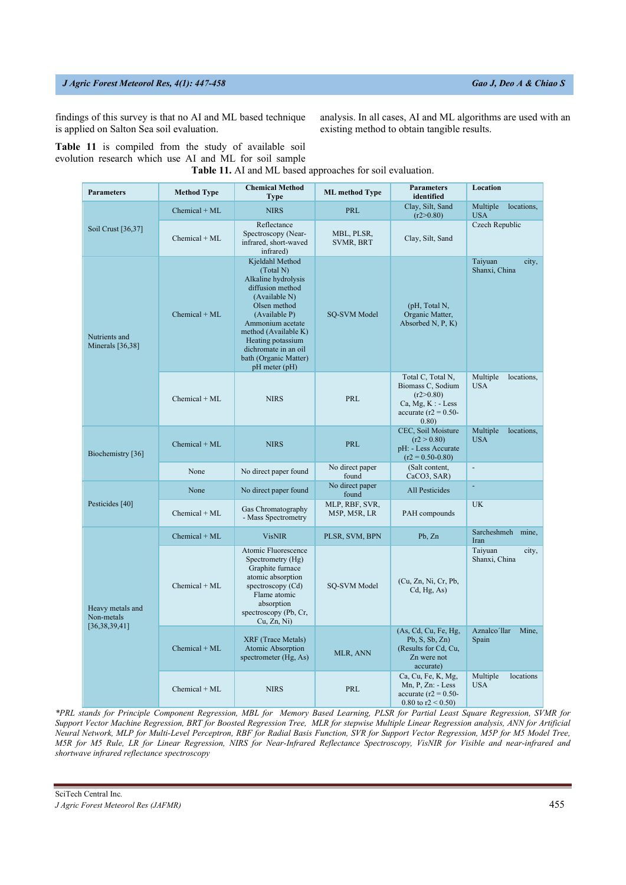findings of this survey is that no AI and ML based technique is applied on Salton Sea soil evaluation.

**Table 11** is compiled from the study of available soil evolution research which use AI and ML for soil sample analysis. In all cases, AI and ML algorithms are used with an existing method to obtain tangible results.

**Table 11.** AI and ML based approaches for soil evaluation.

| Parameters | Method Type | Chemical Method Type | ML method Type | Parameters identified | Location |
|---|---|---|---|---|---|
| Soil Crust [36,37] | Chemical + ML | NIRS | PRL | Clay, Silt, Sand ($r2>0.80$) | Multiple locations, USA |
| | Chemical + ML | Reflectance Spectroscopy (Near-infrared, short-waved infrared) | MBL, PLSR, SVMR, BRT | Clay, Silt, Sand | Czech Republic |
| Nutrients and Minerals [36,38] | Chemical + ML | Kjeldahl Method (Total N) Alkaline hydrolysis diffusion method (Available N) Olsen method (Available P) Ammonium acetate method (Available K) Heating potassium dichromate in an oil bath (Organic Matter) pH meter (pH) | SQ-SVM Model | (pH, Total N, Organic Matter, Absorbed N, P, K) | Taiyuan city, Shanxi, China |
| | Chemical + ML | NIRS | PRL | Total C, Total N, Biomass C, Sodium ($r2>0.80$) Ca, Mg, K : - Less accurate ($r2 = 0.50$-$0.80$) | Multiple locations, USA |
| Biochemistry [36] | Chemical + ML | NIRS | PRL | CEC, Soil Moisture ($r2 > 0.80$) pH: - Less Accurate ($r2 = 0.50$-$0.80$) | Multiple locations, USA |
| | None | No direct paper found | No direct paper found | (Salt content, $CaCO_3$, SAR) | - |
| Pesticides [40] | None | No direct paper found | No direct paper found | All Pesticides | - |
| | Chemical + ML | Gas Chromatography - Mass Spectrometry | MLP, RBF, SVR, M5P, M5R, LR | PAH compounds | UK |
| Heavy metals and Non-metals [36,38,39,41] | Chemical + ML | VisNIR | PLSR, SVM, BPN | Pb, Zn | Sarcheshmeh mine, Iran |
| | Chemical + ML | Atomic Fluorescence Spectrometry (Hg) Graphite furnace atomic absorption spectroscopy (Cd) Flame atomic absorption spectroscopy (Pb, Cr, Cu, Zn, Ni) | SQ-SVM Model | (Cu, Zn, Ni, Cr, Pb, Cd, Hg, As) | Taiyuan city, Shanxi, China |
| | Chemical + ML | XRF (Trace Metals) Atomic Absorption spectrometer (Hg, As) | MLR, ANN | (As, Cd, Cu, Fe, Hg, Pb, S, Sb, Zn) (Results for Cd, Cu, Zn were not accurate) | Aznalco´llar Mine, Spain |
| | Chemical + ML | NIRS | PRL | Ca, Cu, Fe, K, Mg, Mn, P, Zn: - Less accurate ($r2 = 0.50$-$0.80$ to $r2 < 0.50$) | Multiple locations USA |

*PRL stands for Principle Component Regression, MBL for Memory Based Learning, PLSR for Partial Least Square Regression, SVMR for Support Vector Machine Regression, BRT for Boosted Regression Tree, MLR for stepwise Multiple Linear Regression analysis, ANN for Artificial Neural Network, MLP for Multi-Level Perceptron, RBF for Radial Basis Function, SVR for Support Vector Regression, M5P for M5 Model Tree, M5R for M5 Rule, LR for Linear Regression, NIRS for Near-Infrared Reflectance Spectroscopy, VisNIR for Visible and near-infrared and shortwave infrared reflectance spectroscopy*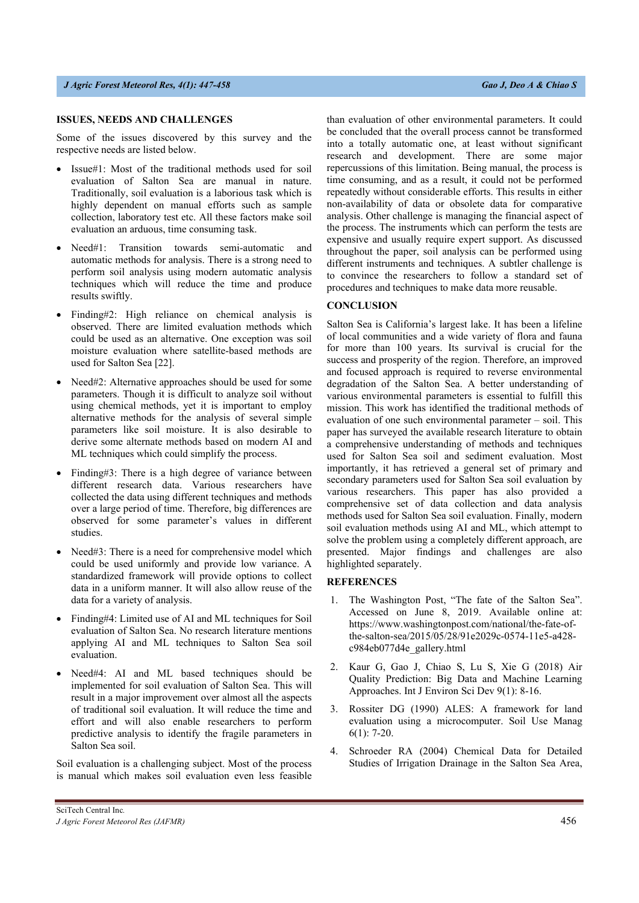## ISSUES, NEEDS AND CHALLENGES

Some of the issues discovered by this survey and the respective needs are listed below.

- Issue#1: Most of the traditional methods used for soil evaluation of Salton Sea are manual in nature. Traditionally, soil evaluation is a laborious task which is highly dependent on manual efforts such as sample collection, laboratory test etc. All these factors make soil evaluation an arduous, time consuming task.
- Need#1: Transition towards semi-automatic and automatic methods for analysis. There is a strong need to perform soil analysis using modern automatic analysis techniques which will reduce the time and produce results swiftly.
- Finding#2: High reliance on chemical analysis is observed. There are limited evaluation methods which could be used as an alternative. One exception was soil moisture evaluation where satellite-based methods are used for Salton Sea [22].
- Need#2: Alternative approaches should be used for some parameters. Though it is difficult to analyze soil without using chemical methods, yet it is important to employ alternative methods for the analysis of several simple parameters like soil moisture. It is also desirable to derive some alternate methods based on modern AI and ML techniques which could simplify the process.
- Finding#3: There is a high degree of variance between different research data. Various researchers have collected the data using different techniques and methods over a large period of time. Therefore, big differences are observed for some parameter's values in different studies.
- Need#3: There is a need for comprehensive model which could be used uniformly and provide low variance. A standardized framework will provide options to collect data in a uniform manner. It will also allow reuse of the data for a variety of analysis.
- Finding#4: Limited use of AI and ML techniques for Soil evaluation of Salton Sea. No research literature mentions applying AI and ML techniques to Salton Sea soil evaluation.
- Need#4: AI and ML based techniques should be implemented for soil evaluation of Salton Sea. This will result in a major improvement over almost all the aspects of traditional soil evaluation. It will reduce the time and effort and will also enable researchers to perform predictive analysis to identify the fragile parameters in Salton Sea soil.

Soil evaluation is a challenging subject. Most of the process is manual which makes soil evaluation even less feasible than evaluation of other environmental parameters. It could be concluded that the overall process cannot be transformed into a totally automatic one, at least without significant research and development. There are some major repercussions of this limitation. Being manual, the process is time consuming, and as a result, it could not be performed repeatedly without considerable efforts. This results in either non-availability of data or obsolete data for comparative analysis. Other challenge is managing the financial aspect of the process. The instruments which can perform the tests are expensive and usually require expert support. As discussed throughout the paper, soil analysis can be performed using different instruments and techniques. A subtler challenge is to convince the researchers to follow a standard set of procedures and techniques to make data more reusable.

## CONCLUSION

Salton Sea is California's largest lake. It has been a lifeline of local communities and a wide variety of flora and fauna for more than 100 years. Its survival is crucial for the success and prosperity of the region. Therefore, an improved and focused approach is required to reverse environmental degradation of the Salton Sea. A better understanding of various environmental parameters is essential to fulfill this mission. This work has identified the traditional methods of evaluation of one such environmental parameter – soil. This paper has surveyed the available research literature to obtain a comprehensive understanding of methods and techniques used for Salton Sea soil and sediment evaluation. Most importantly, it has retrieved a general set of primary and secondary parameters used for Salton Sea soil evaluation by various researchers. This paper has also provided a comprehensive set of data collection and data analysis methods used for Salton Sea soil evaluation. Finally, modern soil evaluation methods using AI and ML, which attempt to solve the problem using a completely different approach, are presented. Major findings and challenges are also highlighted separately.

## REFERENCES

1. The Washington Post, "The fate of the Salton Sea". Accessed on June 8, 2019. Available online at: https://www.washingtonpost.com/national/the-fate-of-the-salton-sea/2015/05/28/91e2029c-0574-11e5-a428-c984eb077d4e_gallery.html
2. Kaur G, Gao J, Chiao S, Lu S, Xie G (2018) Air Quality Prediction: Big Data and Machine Learning Approaches. Int J Environ Sci Dev 9(1): 8-16.
3. Rossiter DG (1990) ALES: A framework for land evaluation using a microcomputer. Soil Use Manag 6(1): 7-20.
4. Schroeder RA (2004) Chemical Data for Detailed Studies of Irrigation Drainage in the Salton Sea Area,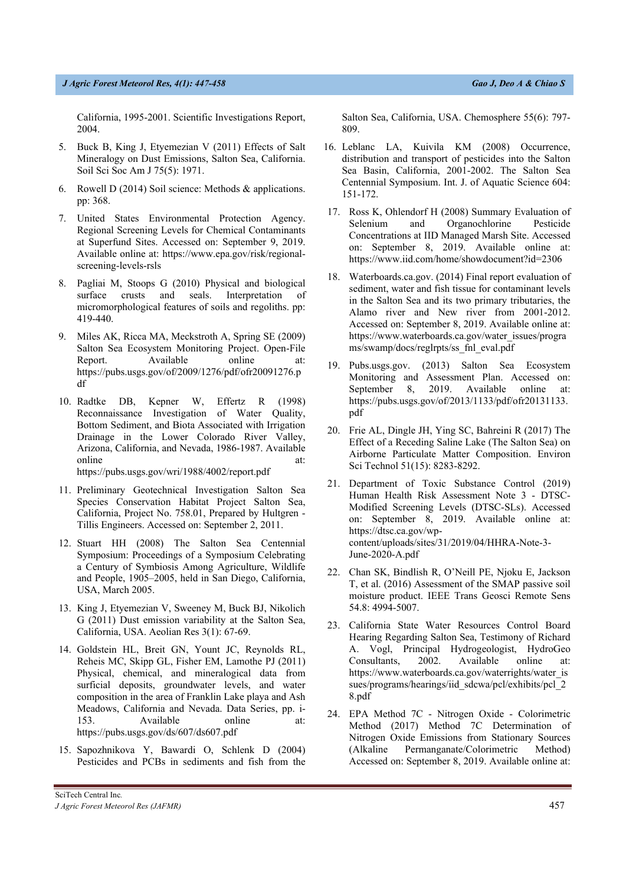California, 1995-2001. Scientific Investigations Report, 2004.

5. Buck B, King J, Etyemezian V (2011) Effects of Salt Mineralogy on Dust Emissions, Salton Sea, California. Soil Sci Soc Am J 75(5): 1971.

6. Rowell D (2014) Soil science: Methods & applications. pp: 368.

7. United States Environmental Protection Agency. Regional Screening Levels for Chemical Contaminants at Superfund Sites. Accessed on: September 9, 2019. Available online at: https://www.epa.gov/risk/regional-screening-levels-rsls

8. Pagliai M, Stoops G (2010) Physical and biological surface crusts and seals. Interpretation of micromorphological features of soils and regoliths. pp: 419-440.

9. Miles AK, Ricca MA, Meckstroth A, Spring SE (2009) Salton Sea Ecosystem Monitoring Project. Open-File Report. Available online at: https://pubs.usgs.gov/of/2009/1276/pdf/ofr20091276.pdf

10. Radtke DB, Kepner W, Effertz R (1998) Reconnaissance Investigation of Water Quality, Bottom Sediment, and Biota Associated with Irrigation Drainage in the Lower Colorado River Valley, Arizona, California, and Nevada, 1986-1987. Available online at: https://pubs.usgs.gov/wri/1988/4002/report.pdf

11. Preliminary Geotechnical Investigation Salton Sea Species Conservation Habitat Project Salton Sea, California, Project No. 758.01, Prepared by Hultgren - Tillis Engineers. Accessed on: September 2, 2011.

12. Stuart HH (2008) The Salton Sea Centennial Symposium: Proceedings of a Symposium Celebrating a Century of Symbiosis Among Agriculture, Wildlife and People, 1905–2005, held in San Diego, California, USA, March 2005.

13. King J, Etyemezian V, Sweeney M, Buck BJ, Nikolich G (2011) Dust emission variability at the Salton Sea, California, USA. Aeolian Res 3(1): 67-69.

14. Goldstein HL, Breit GN, Yount JC, Reynolds RL, Reheis MC, Skipp GL, Fisher EM, Lamothe PJ (2011) Physical, chemical, and mineralogical data from surficial deposits, groundwater levels, and water composition in the area of Franklin Lake playa and Ash Meadows, California and Nevada. Data Series, pp. i-153. Available online at: https://pubs.usgs.gov/ds/607/ds607.pdf

15. Sapozhnikova Y, Bawardi O, Schlenk D (2004) Pesticides and PCBs in sediments and fish from the Salton Sea, California, USA. Chemosphere 55(6): 797-809.

16. Leblanc LA, Kuivila KM (2008) Occurrence, distribution and transport of pesticides into the Salton Sea Basin, California, 2001-2002. The Salton Sea Centennial Symposium. Int. J. of Aquatic Science 604: 151-172.

17. Ross K, Ohlendorf H (2008) Summary Evaluation of Selenium and Organochlorine Pesticide Concentrations at IID Managed Marsh Site. Accessed on: September 8, 2019. Available online at: https://www.iid.com/home/showdocument?id=2306

18. Waterboards.ca.gov. (2014) Final report evaluation of sediment, water and fish tissue for contaminant levels in the Salton Sea and its two primary tributaries, the Alamo river and New river from 2001-2012. Accessed on: September 8, 2019. Available online at: https://www.waterboards.ca.gov/water_issues/programs/swamp/docs/reglrpts/ss_fnl_eval.pdf

19. Pubs.usgs.gov. (2013) Salton Sea Ecosystem Monitoring and Assessment Plan. Accessed on: September 8, 2019. Available online at: https://pubs.usgs.gov/of/2013/1133/pdf/ofr20131133.pdf

20. Frie AL, Dingle JH, Ying SC, Bahreini R (2017) The Effect of a Receding Saline Lake (The Salton Sea) on Airborne Particulate Matter Composition. Environ Sci Technol 51(15): 8283-8292.

21. Department of Toxic Substance Control (2019) Human Health Risk Assessment Note 3 - DTSC-Modified Screening Levels (DTSC-SLs). Accessed on: September 8, 2019. Available online at: https://dtsc.ca.gov/wp-content/uploads/sites/31/2019/04/HHRA-Note-3-June-2020-A.pdf

22. Chan SK, Bindlish R, O'Neill PE, Njoku E, Jackson T, et al. (2016) Assessment of the SMAP passive soil moisture product. IEEE Trans Geosci Remote Sens 54.8: 4994-5007.

23. California State Water Resources Control Board Hearing Regarding Salton Sea, Testimony of Richard A. Vogl, Principal Hydrogeologist, HydroGeo Consultants, 2002. Available online at: https://www.waterboards.ca.gov/waterrights/water_issues/programs/hearings/iid_sdcwa/pcl/exhibits/pcl_28.pdf

24. EPA Method 7C - Nitrogen Oxide - Colorimetric Method (2017) Method 7C Determination of Nitrogen Oxide Emissions from Stationary Sources (Alkaline Permanganate/Colorimetric Method) Accessed on: September 8, 2019. Available online at: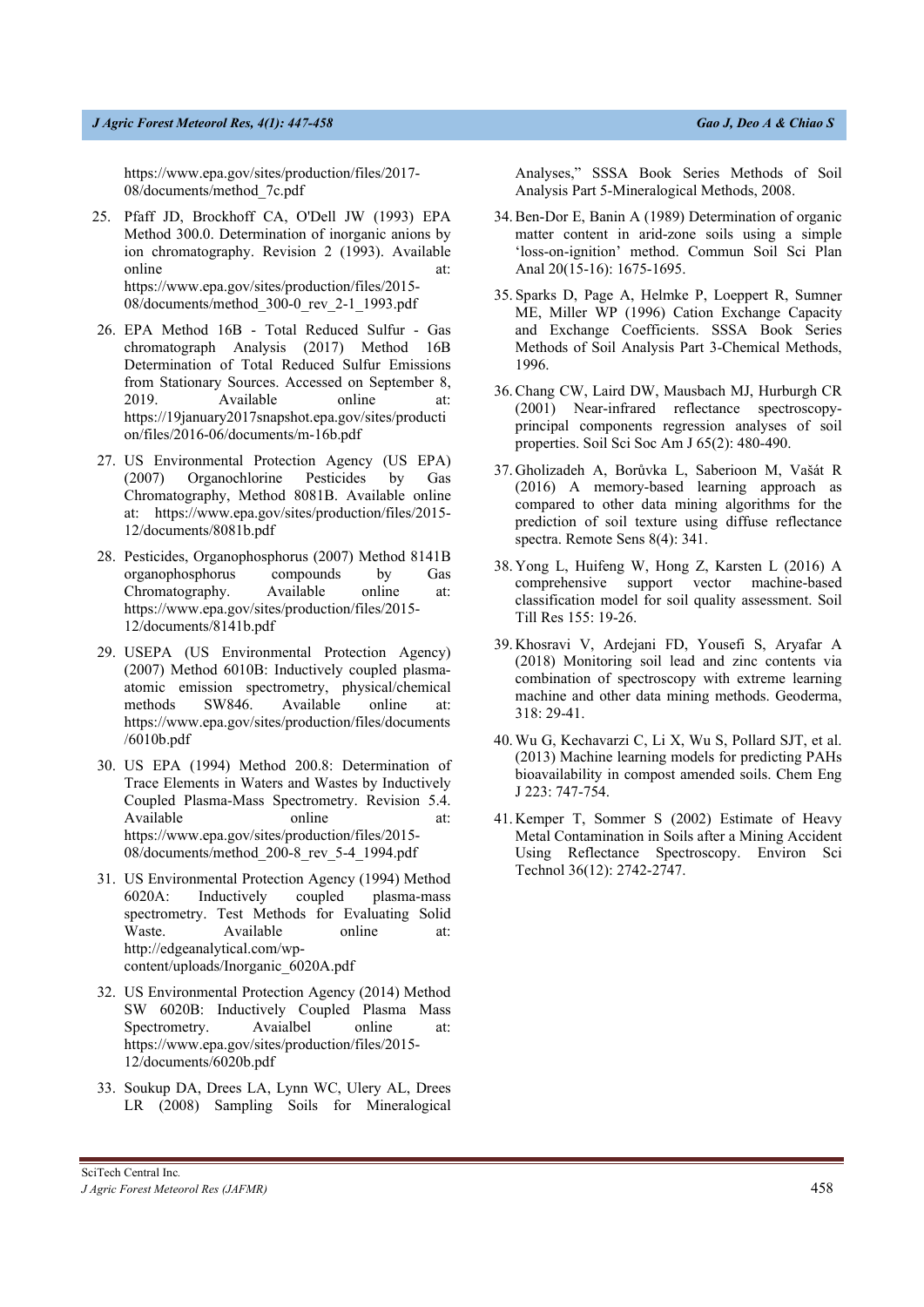https://www.epa.gov/sites/production/files/2017-08/documents/method_7c.pdf

25. Pfaff JD, Brockhoff CA, O'Dell JW (1993) EPA Method 300.0. Determination of inorganic anions by ion chromatography. Revision 2 (1993). Available online at: https://www.epa.gov/sites/production/files/2015-08/documents/method_300-0_rev_2-1_1993.pdf

26. EPA Method 16B - Total Reduced Sulfur - Gas chromatograph Analysis (2017) Method 16B Determination of Total Reduced Sulfur Emissions from Stationary Sources. Accessed on September 8, 2019. Available online at: https://19january2017snapshot.epa.gov/sites/production/files/2016-06/documents/m-16b.pdf

27. US Environmental Protection Agency (US EPA) (2007) Organochlorine Pesticides by Gas Chromatography, Method 8081B. Available online at: https://www.epa.gov/sites/production/files/2015-12/documents/8081b.pdf

28. Pesticides, Organophosphorus (2007) Method 8141B organophosphorus compounds by Gas Chromatography. Available online at: https://www.epa.gov/sites/production/files/2015-12/documents/8141b.pdf

29. USEPA (US Environmental Protection Agency) (2007) Method 6010B: Inductively coupled plasma-atomic emission spectrometry, physical/chemical methods SW846. Available online at: https://www.epa.gov/sites/production/files/documents/6010b.pdf

30. US EPA (1994) Method 200.8: Determination of Trace Elements in Waters and Wastes by Inductively Coupled Plasma-Mass Spectrometry. Revision 5.4. Available online at: https://www.epa.gov/sites/production/files/2015-08/documents/method_200-8_rev_5-4_1994.pdf

31. US Environmental Protection Agency (1994) Method 6020A: Inductively coupled plasma-mass spectrometry. Test Methods for Evaluating Solid Waste. Available online at: http://edgeanalytical.com/wp-content/uploads/Inorganic_6020A.pdf

32. US Environmental Protection Agency (2014) Method SW 6020B: Inductively Coupled Plasma Mass Spectrometry. Avaialbel online at: https://www.epa.gov/sites/production/files/2015-12/documents/6020b.pdf

33. Soukup DA, Drees LA, Lynn WC, Ulery AL, Drees LR (2008) Sampling Soils for Mineralogical Analyses," SSSA Book Series Methods of Soil Analysis Part 5-Mineralogical Methods, 2008.

34. Ben-Dor E, Banin A (1989) Determination of organic matter content in arid-zone soils using a simple 'loss-on-ignition' method. Commun Soil Sci Plan Anal 20(15-16): 1675-1695.

35. Sparks D, Page A, Helmke P, Loeppert R, Sumner ME, Miller WP (1996) Cation Exchange Capacity and Exchange Coefficients. SSSA Book Series Methods of Soil Analysis Part 3-Chemical Methods, 1996.

36. Chang CW, Laird DW, Mausbach MJ, Hurburgh CR (2001) Near-infrared reflectance spectroscopy-principal components regression analyses of soil properties. Soil Sci Soc Am J 65(2): 480-490.

37. Gholizadeh A, Borůvka L, Saberioon M, Vašát R (2016) A memory-based learning approach as compared to other data mining algorithms for the prediction of soil texture using diffuse reflectance spectra. Remote Sens 8(4): 341.

38. Yong L, Huifeng W, Hong Z, Karsten L (2016) A comprehensive support vector machine-based classification model for soil quality assessment. Soil Till Res 155: 19-26.

39. Khosravi V, Ardejani FD, Yousefi S, Aryafar A (2018) Monitoring soil lead and zinc contents via combination of spectroscopy with extreme learning machine and other data mining methods. Geoderma, 318: 29-41.

40. Wu G, Kechavarzi C, Li X, Wu S, Pollard SJT, et al. (2013) Machine learning models for predicting PAHs bioavailability in compost amended soils. Chem Eng J 223: 747-754.

41. Kemper T, Sommer S (2002) Estimate of Heavy Metal Contamination in Soils after a Mining Accident Using Reflectance Spectroscopy. Environ Sci Technol 36(12): 2742-2747.